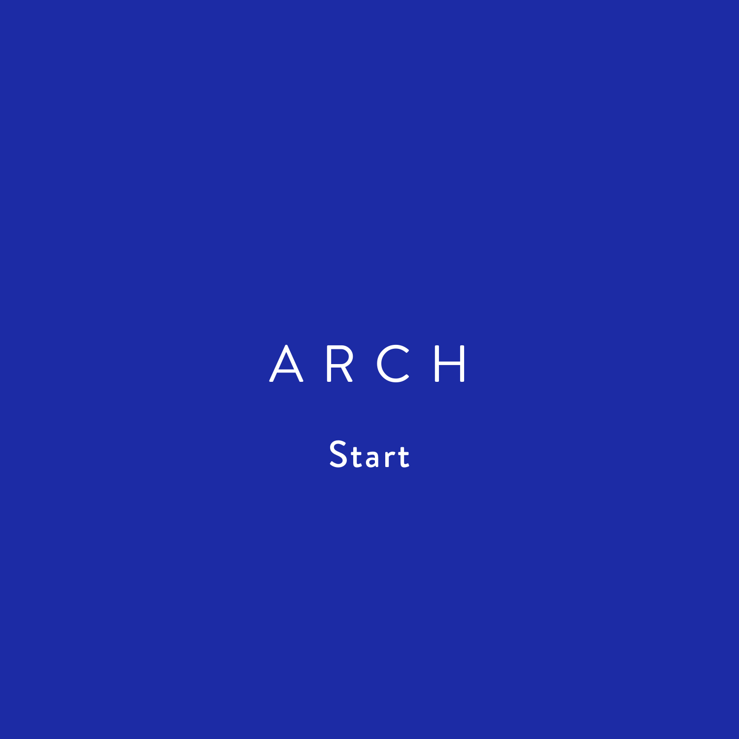# A R C H

**Start**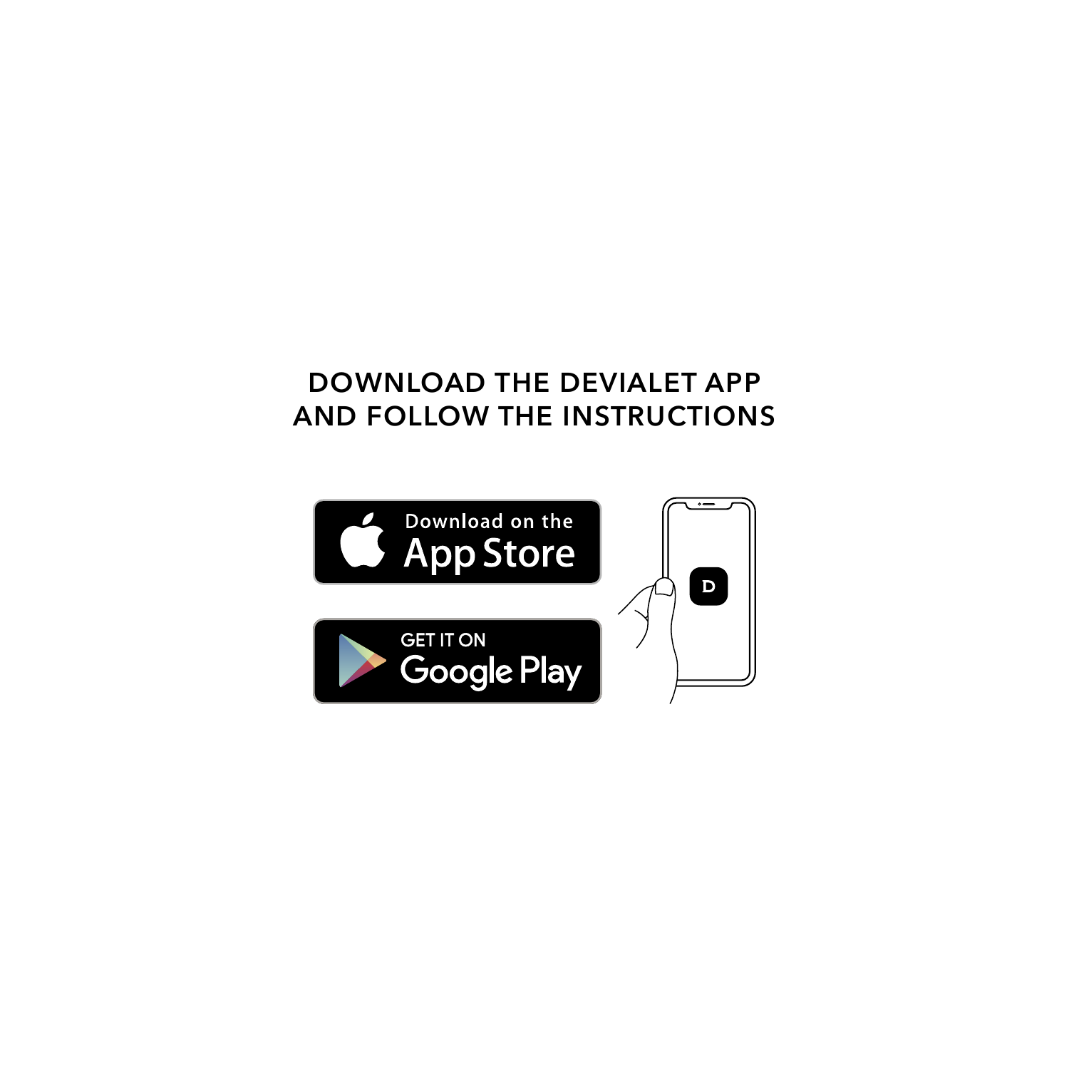DOWNLOAD THE DEVIALET APP
AND FOLLOW THE INSTRUCTIONS

Download on the App Store

GET IT ON Google Play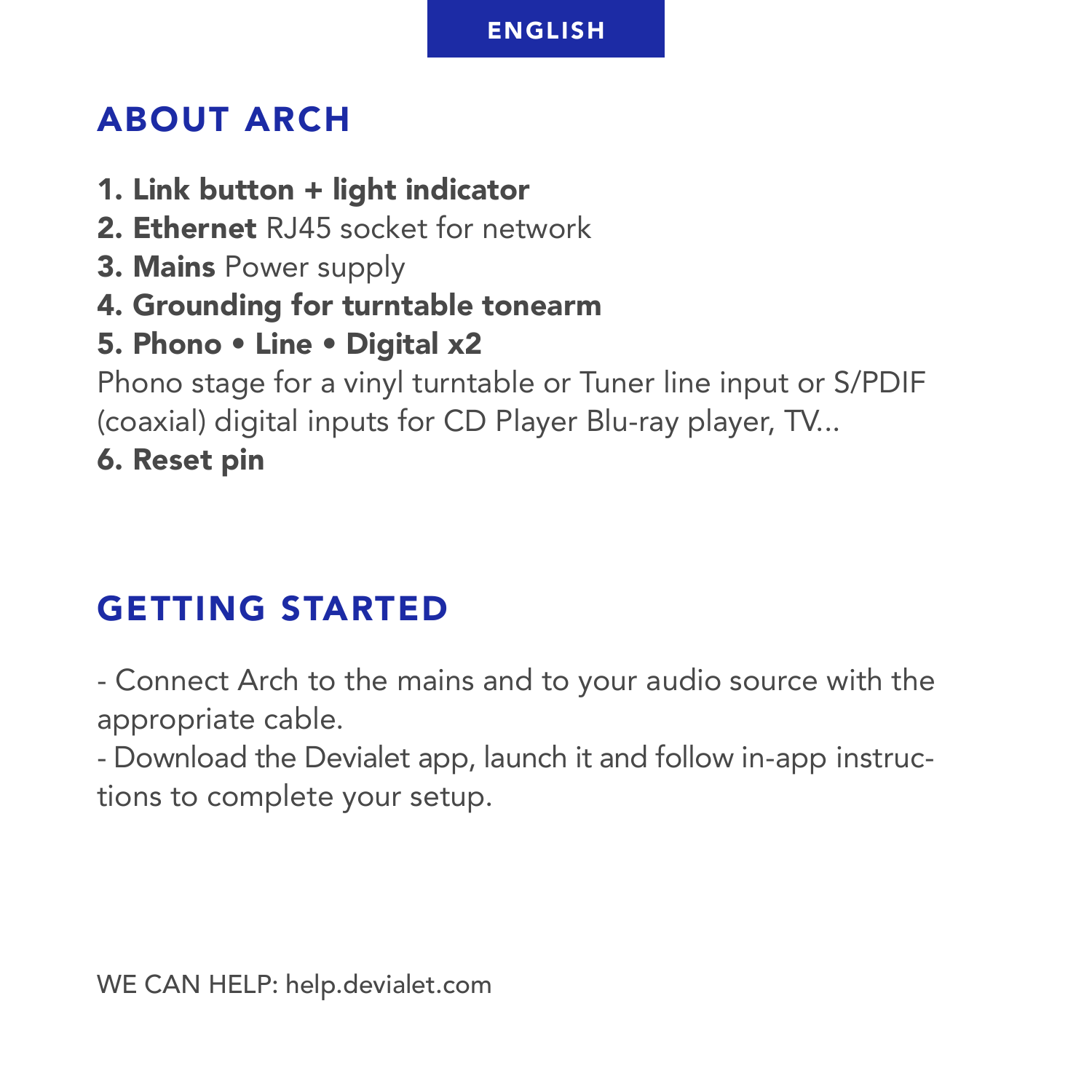ENGLISH

## ABOUT ARCH

**1. Link button + light indicator**
**2. Ethernet** RJ45 socket for network
**3. Mains** Power supply
**4. Grounding for turntable tonearm**
**5. Phono • Line • Digital x2**
Phono stage for a vinyl turntable or Tuner line input or S/PDIF (coaxial) digital inputs for CD Player Blu-ray player, TV...
**6. Reset pin**

## GETTING STARTED

- Connect Arch to the mains and to your audio source with the appropriate cable.
- Download the Devialet app, launch it and follow in-app instructions to complete your setup.

WE CAN HELP: help.devialet.com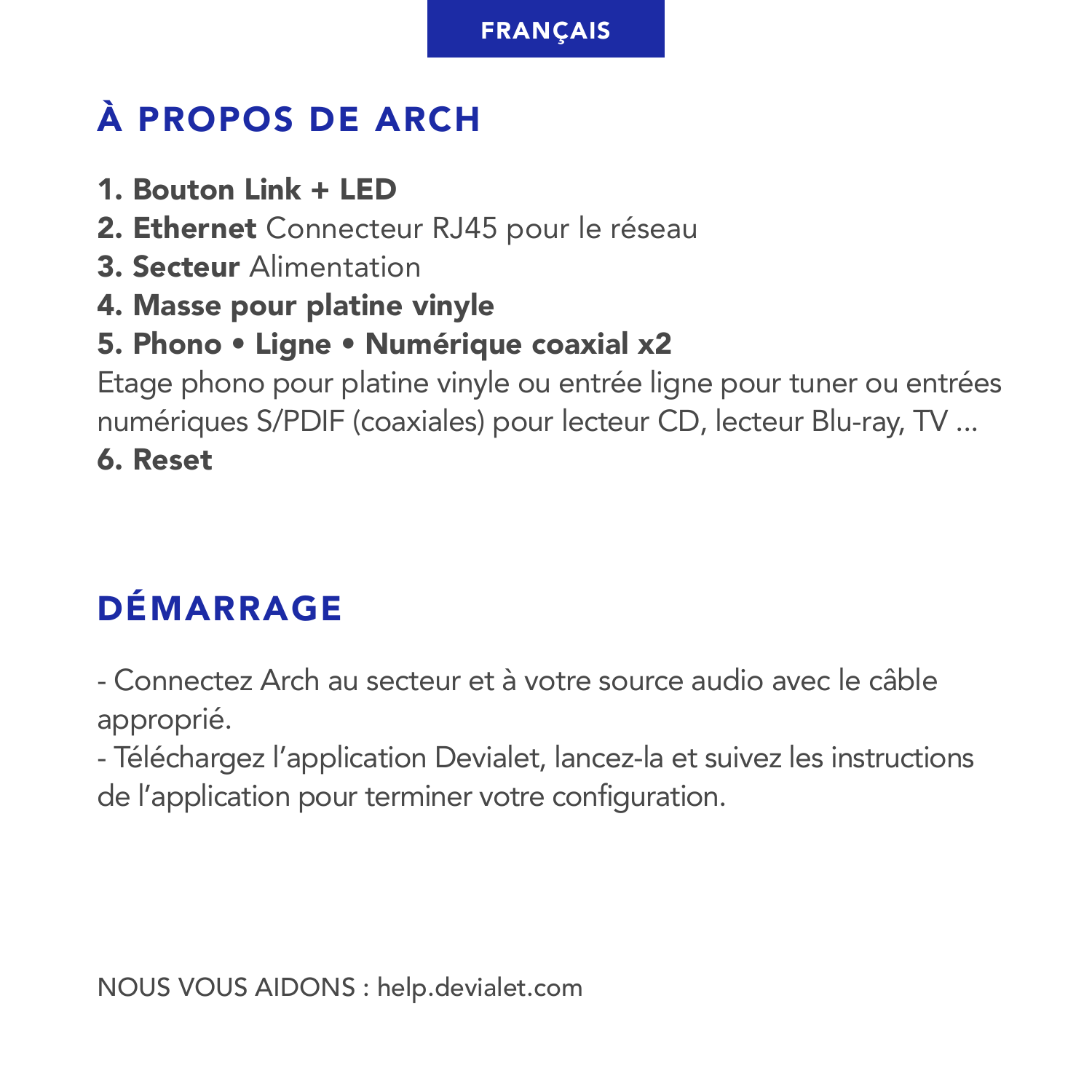FRANÇAIS

# À PROPOS DE ARCH

**1. Bouton Link + LED**
**2. Ethernet** Connecteur RJ45 pour le réseau
**3. Secteur** Alimentation
**4. Masse pour platine vinyle**
**5. Phono • Ligne • Numérique coaxial x2**
Etage phono pour platine vinyle ou entrée ligne pour tuner ou entrées numériques S/PDIF (coaxiales) pour lecteur CD, lecteur Blu-ray, TV ...
**6. Reset**

# DÉMARRAGE

- Connectez Arch au secteur et à votre source audio avec le câble approprié.
- Téléchargez l'application Devialet, lancez-la et suivez les instructions de l'application pour terminer votre configuration.

NOUS VOUS AIDONS : help.devialet.com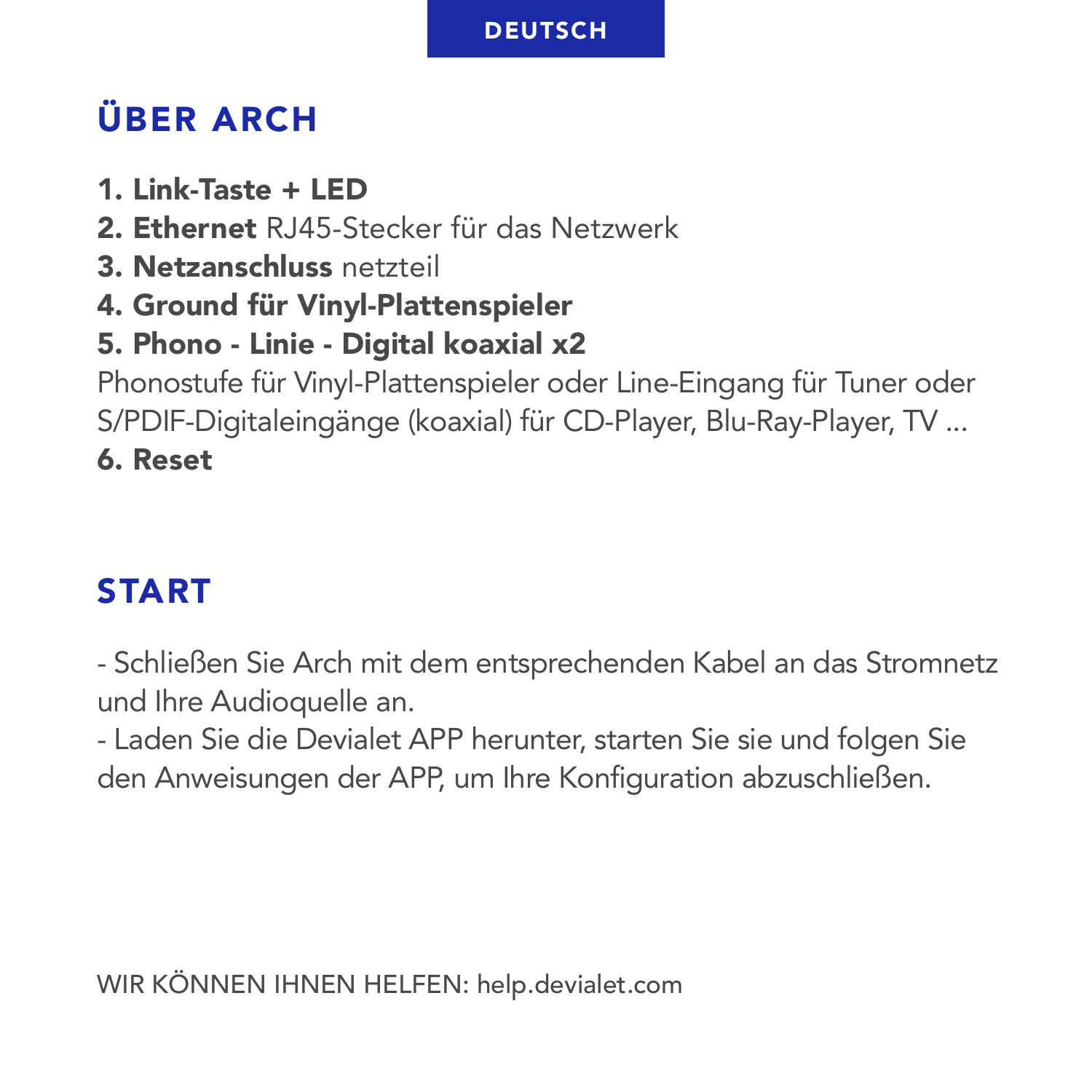DEUTSCH

## ÜBER ARCH

**1. Link-Taste + LED**
**2. Ethernet** RJ45-Stecker für das Netzwerk
**3. Netzanschluss** netzteil
**4. Ground für Vinyl-Plattenspieler**
**5. Phono - Linie - Digital koaxial x2**
Phonostufe für Vinyl-Plattenspieler oder Line-Eingang für Tuner oder S/PDIF-Digitaleingänge (koaxial) für CD-Player, Blu-Ray-Player, TV ...
**6. Reset**

## START

- Schließen Sie Arch mit dem entsprechenden Kabel an das Stromnetz und Ihre Audioquelle an.
- Laden Sie die Devialet APP herunter, starten Sie sie und folgen Sie den Anweisungen der APP, um Ihre Konfiguration abzuschließen.

WIR KÖNNEN IHNEN HELFEN: help.devialet.com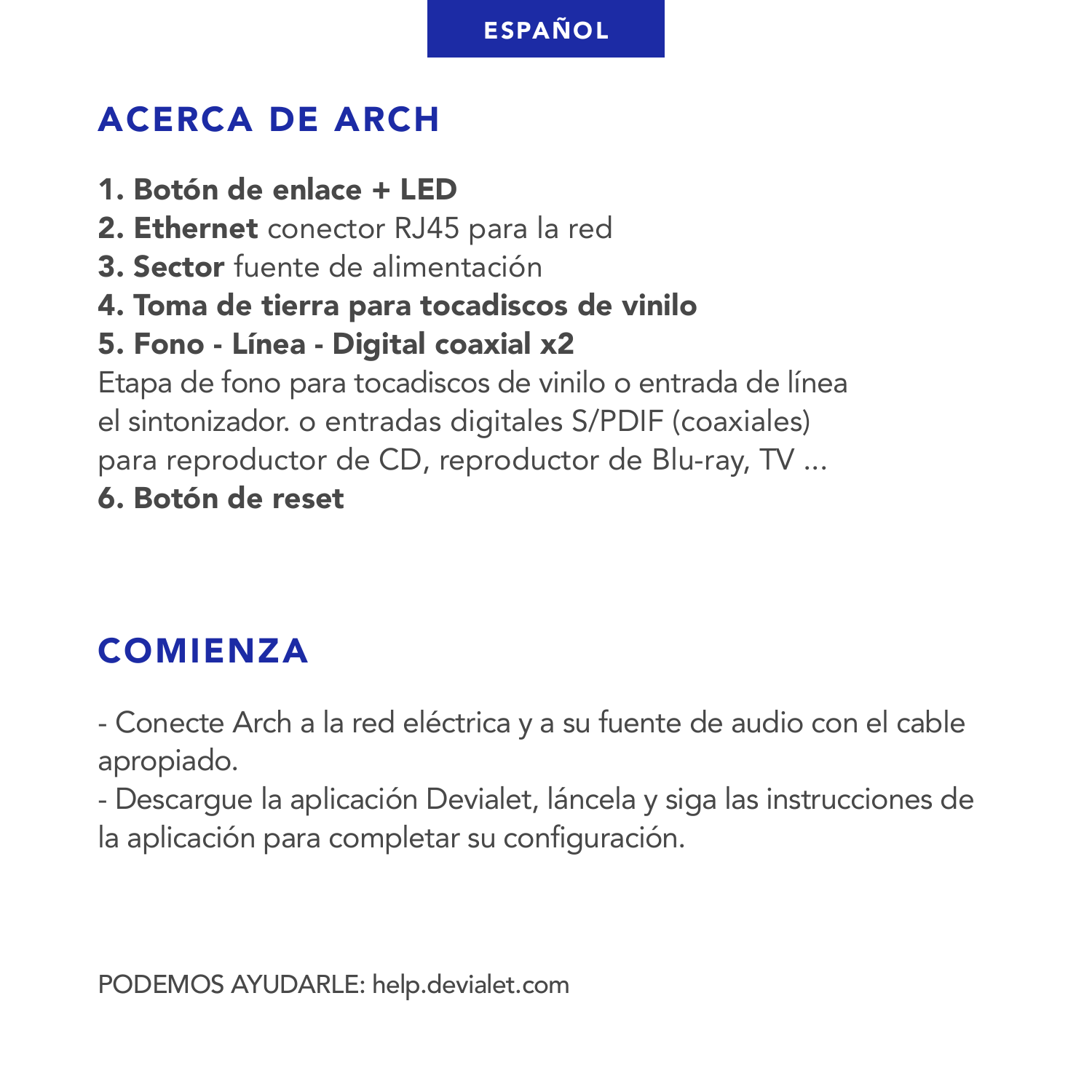ESPAÑOL

## ACERCA DE ARCH

**1. Botón de enlace + LED**
**2. Ethernet** conector RJ45 para la red
**3. Sector** fuente de alimentación
**4. Toma de tierra para tocadiscos de vinilo**
**5. Fono - Línea - Digital coaxial x2**
Etapa de fono para tocadiscos de vinilo o entrada de línea el sintonizador. o entradas digitales S/PDIF (coaxiales) para reproductor de CD, reproductor de Blu-ray, TV ...
**6. Botón de reset**

## COMIENZA

- Conecte Arch a la red eléctrica y a su fuente de audio con el cable apropiado.
- Descargue la aplicación Devialet, láncela y siga las instrucciones de la aplicación para completar su configuración.

PODEMOS AYUDARLE: help.devialet.com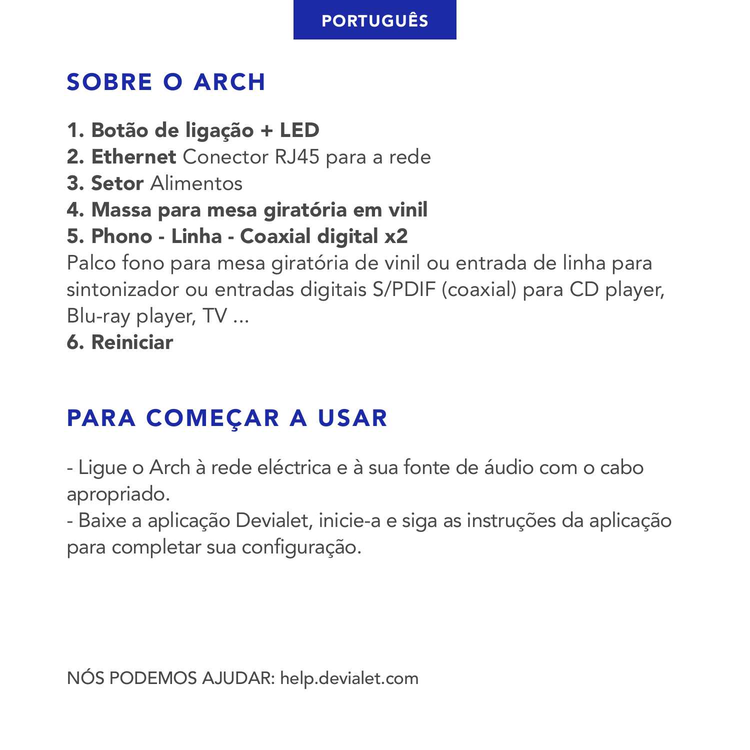PORTUGUÊS

## SOBRE O ARCH

**1. Botão de ligação + LED**
**2. Ethernet** Conector RJ45 para a rede
**3. Setor** Alimentos
**4. Massa para mesa giratória em vinil**
**5. Phono - Linha - Coaxial digital x2**
Palco fono para mesa giratória de vinil ou entrada de linha para sintonizador ou entradas digitais S/PDIF (coaxial) para CD player, Blu-ray player, TV ...
**6. Reiniciar**

## PARA COMEÇAR A USAR

- Ligue o Arch à rede eléctrica e à sua fonte de áudio com o cabo apropriado.
- Baixe a aplicação Devialet, inicie-a e siga as instruções da aplicação para completar sua configuração.

NÓS PODEMOS AJUDAR: help.devialet.com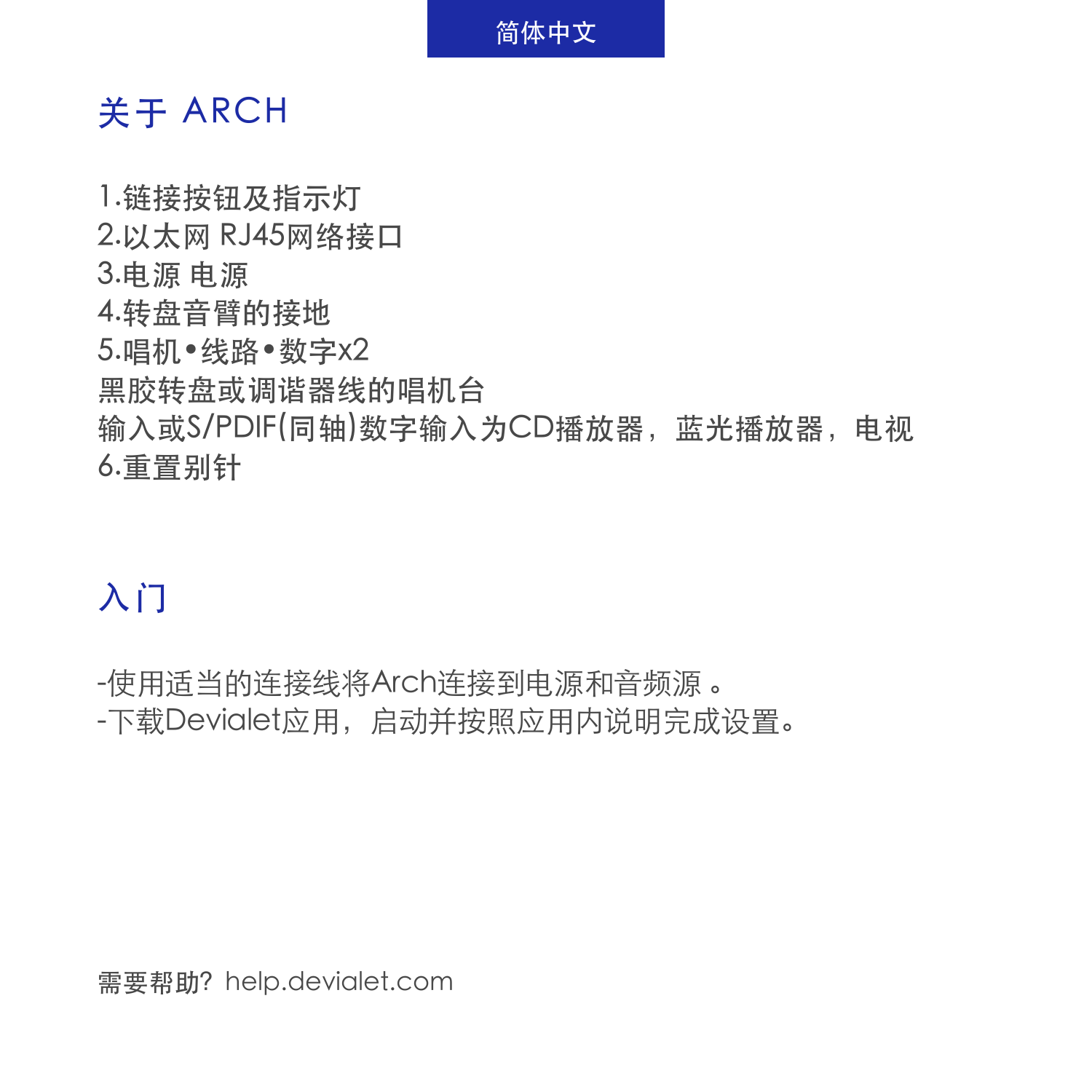简体中文

# 关于 ARCH

1.链接按钮及指示灯
2.以太网 RJ45网络接口
3.电源 电源
4.转盘音臂的接地
5.唱机•线路•数字x2
黑胶转盘或调谐器线的唱机台
输入或S/PDIF(同轴)数字输入为CD播放器，蓝光播放器，电视
6.重置别针

# 入门

-使用适当的连接线将Arch连接到电源和音频源 。
-下载Devialet应用，启动并按照应用内说明完成设置。

需要帮助? help.devialet.com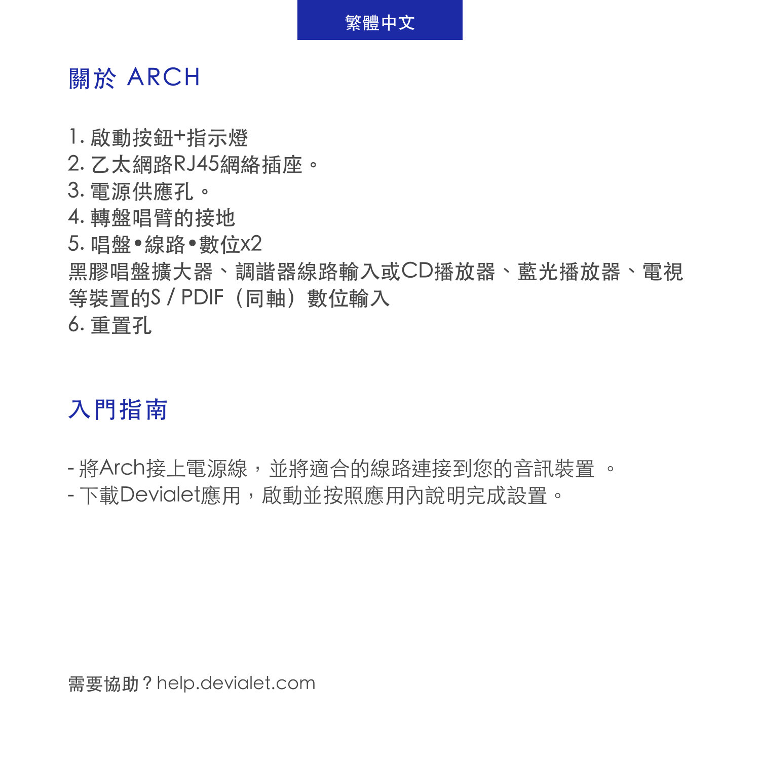繁體中文

## 關於 ARCH

1. 啟動按鈕+指示燈
2. 乙太網路RJ45網絡插座。
3. 電源供應孔。
4. 轉盤唱臂的接地
5. 唱盤•線路•數位x2
黑膠唱盤擴大器、調諧器線路輸入或CD播放器、藍光播放器、電視等裝置的S / PDIF（同軸）數位輸入
6. 重置孔

## 入門指南

- 將Arch接上電源線，並將適合的線路連接到您的音訊裝置 。
- 下載Devialet應用，啟動並按照應用內說明完成設置。

需要協助？help.devialet.com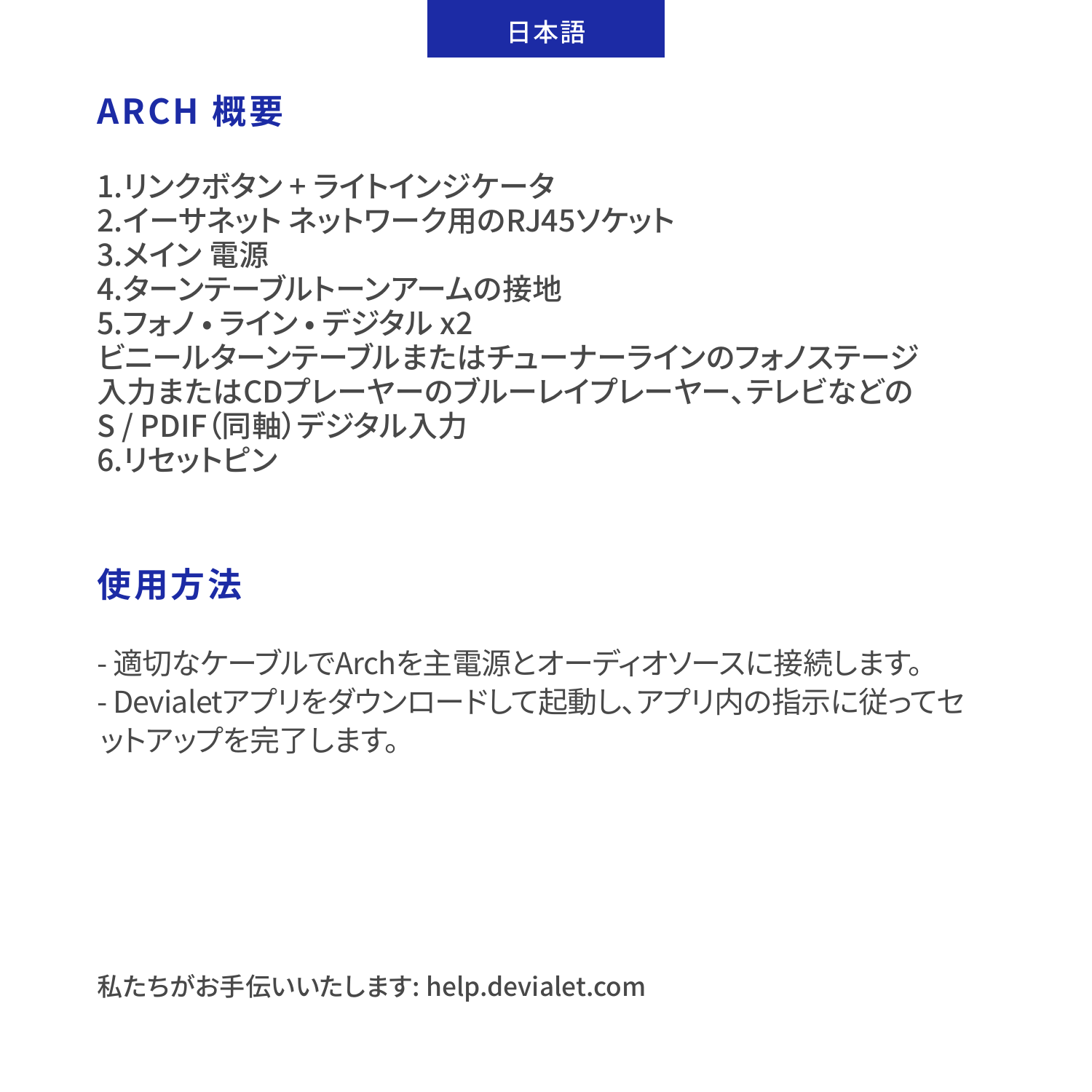日本語

## ARCH 概要

1.リンクボタン + ライトインジケータ
2.イーサネット ネットワーク用のRJ45ソケット
3.メイン 電源
4.ターンテーブルトーンアームの接地
5.フォノ • ライン • デジタル x2
ビニールターンテーブルまたはチューナーラインのフォノステージ
入力またはCDプレーヤーのブルーレイプレーヤー、テレビなどの
S / PDIF（同軸）デジタル入力
6.リセットピン

## 使用方法

- 適切なケーブルでArchを主電源とオーディオソースに接続します。
- Devialetアプリをダウンロードして起動し、アプリ内の指示に従ってセットアップを完了します。

私たちがお手伝いいたします: help.devialet.com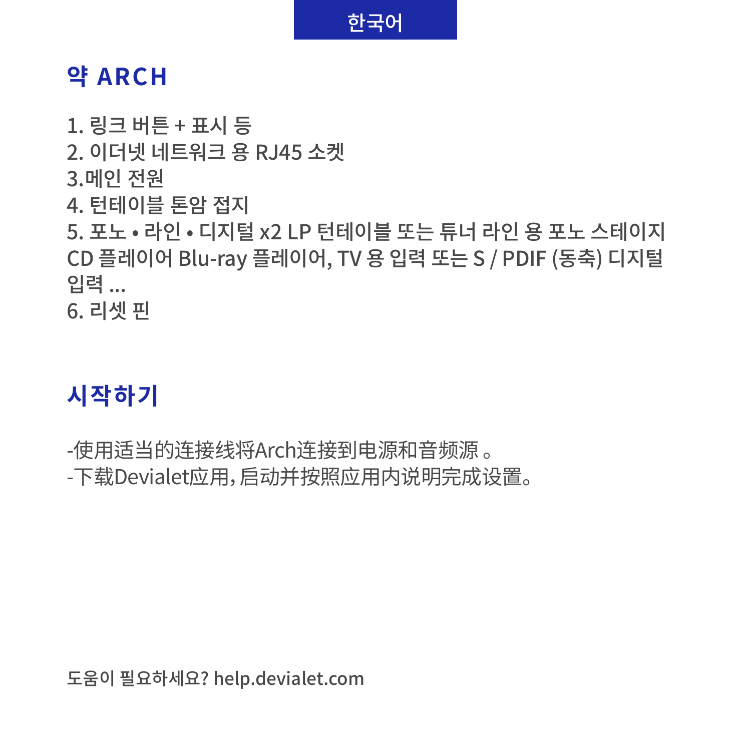한국어

## 약 ARCH

1. 링크 버튼 + 표시 등
2. 이더넷 네트워크 용 RJ45 소켓
3.메인 전원
4. 턴테이블 톤암 접지
5. 포노 • 라인 • 디지털 x2 LP 턴테이블 또는 튜너 라인 용 포노 스테이지 CD 플레이어 Blu-ray 플레이어, TV 용 입력 또는 S / PDIF (동축) 디지털 입력 ...
6. 리셋 핀

## 시작하기

-使用适当的连接线将Arch连接到电源和音频源 。
-下载Devialet应用，启动并按照应用内说明完成设置。

도움이 필요하세요? help.devialet.com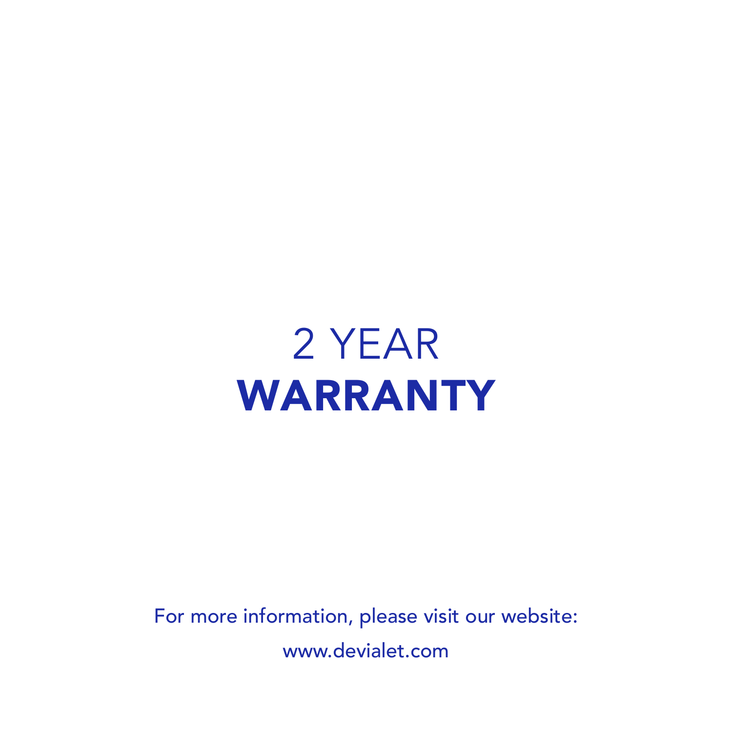# 2 YEAR **WARRANTY**

For more information, please visit our website:

www.devialet.com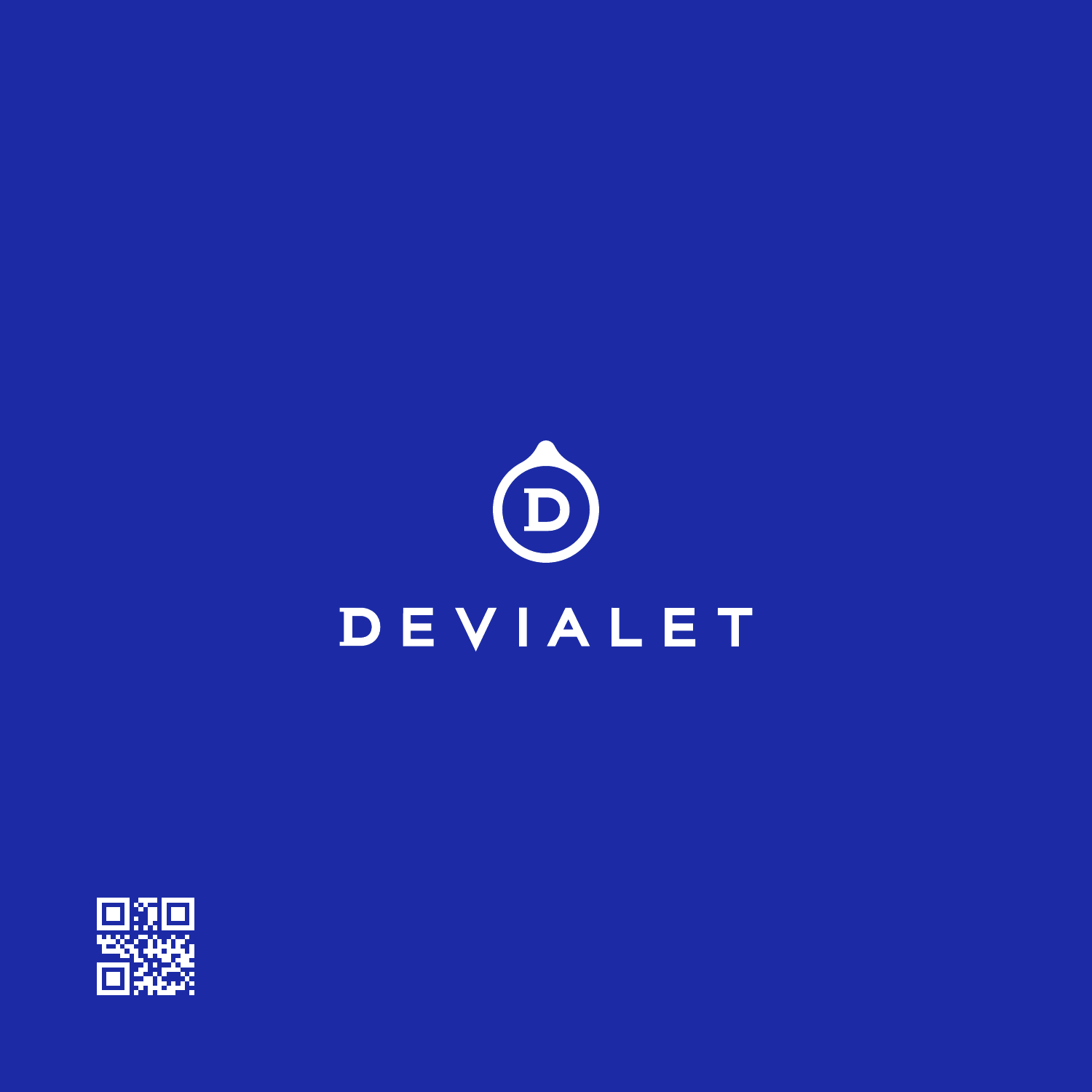DEVIALET